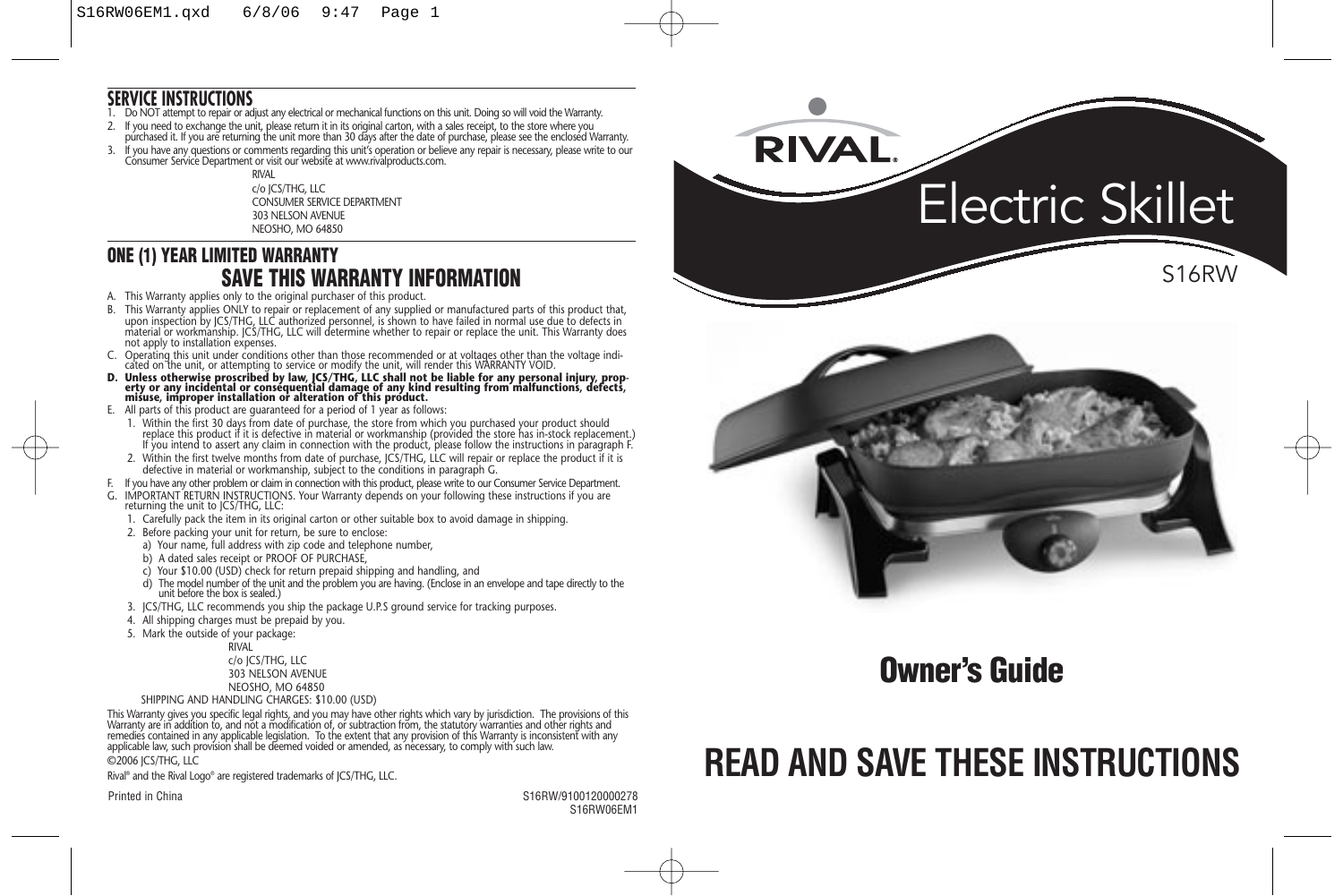## SERVICE INSTRUCTIONS

1. Do NOT attempt to repair or adjust any electrical or mechanical functions on this unit. Doing so will void the Warranty.
2. If you need to exchange the unit, please return it in its original carton, with a sales receipt, to the store where you purchased it. If you are returning the unit more than 30 days after the date of purchase, please see the enclosed Warranty.
3. If you have any questions or comments regarding this unit's operation or believe any repair is necessary, please write to our Consumer Service Department or visit our website at www.rivalproducts.com.

RIVAL
c/o JCS/THG, LLC
CONSUMER SERVICE DEPARTMENT
303 NELSON AVENUE
NEOSHO, MO 64850

## ONE (1) YEAR LIMITED WARRANTY

## SAVE THIS WARRANTY INFORMATION

A. This Warranty applies only to the original purchaser of this product.

B. This Warranty applies ONLY to repair or replacement of any supplied or manufactured parts of this product that, upon inspection by JCS/THG, LLC authorized personnel, is shown to have failed in normal use due to defects in material or workmanship. JCS/THG, LLC will determine whether to repair or replace the unit. This Warranty does not apply to installation expenses.

C. Operating this unit under conditions other than those recommended or at voltages other than the voltage indicated on the unit, or attempting to service or modify the unit, will render this WARRANTY VOID.

**D. Unless otherwise proscribed by law, JCS/THG, LLC shall not be liable for any personal injury, property or any incidental or consequential damage of any kind resulting from malfunctions, defects, misuse, improper installation or alteration of this product.**

E. All parts of this product are guaranteed for a period of 1 year as follows:
   1. Within the first 30 days from date of purchase, the store from which you purchased your product should replace this product if it is defective in material or workmanship (provided the store has in-stock replacement.) If you intend to assert any claim in connection with the product, please follow the instructions in paragraph F.
   2. Within the first twelve months from date of purchase, JCS/THG, LLC will repair or replace the product if it is defective in material or workmanship, subject to the conditions in paragraph G.

F. If you have any other problem or claim in connection with this product, please write to our Consumer Service Department.

G. IMPORTANT RETURN INSTRUCTIONS. Your Warranty depends on your following these instructions if you are returning the unit to JCS/THG, LLC:
   1. Carefully pack the item in its original carton or other suitable box to avoid damage in shipping.
   2. Before packing your unit for return, be sure to enclose:
      a) Your name, full address with zip code and telephone number,
      b) A dated sales receipt or PROOF OF PURCHASE,
      c) Your $10.00 (USD) check for return prepaid shipping and handling, and
      d) The model number of the unit and the problem you are having. (Enclose in an envelope and tape directly to the unit before the box is sealed.)
   3. JCS/THG, LLC recommends you ship the package U.P.S ground service for tracking purposes.
   4. All shipping charges must be prepaid by you.
   5. Mark the outside of your package:

      RIVAL
      c/o JCS/THG, LLC
      303 NELSON AVENUE
      NEOSHO, MO 64850

   SHIPPING AND HANDLING CHARGES: $10.00 (USD)

This Warranty gives you specific legal rights, and you may have other rights which vary by jurisdiction. The provisions of this Warranty are in addition to, and not a modification of, or subtraction from, the statutory warranties and other rights and remedies contained in any applicable legislation. To the extent that any provision of this Warranty is inconsistent with any applicable law, such provision shall be deemed voided or amended, as necessary, to comply with such law.

©2006 JCS/THG, LLC

Rival® and the Rival Logo® are registered trademarks of JCS/THG, LLC.

Printed in China

S16RW/9100120000278
S16RW06EM1

RIVAL

# Electric Skillet

S16RW

## Owner's Guide

# READ AND SAVE THESE INSTRUCTIONS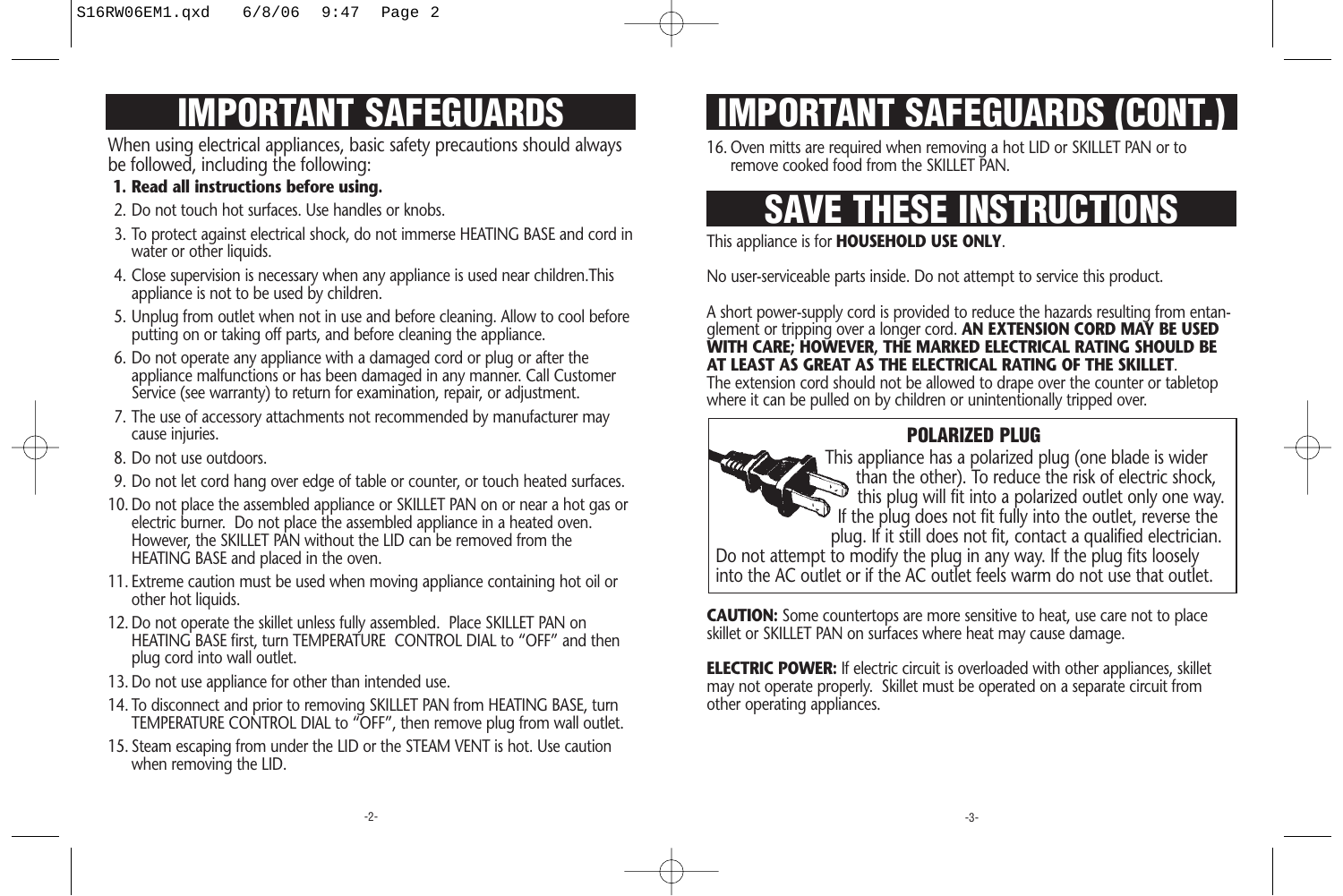# IMPORTANT SAFEGUARDS

When using electrical appliances, basic safety precautions should always be followed, including the following:

1. **Read all instructions before using.**
2. Do not touch hot surfaces. Use handles or knobs.
3. To protect against electrical shock, do not immerse HEATING BASE and cord in water or other liquids.
4. Close supervision is necessary when any appliance is used near children.This appliance is not to be used by children.
5. Unplug from outlet when not in use and before cleaning. Allow to cool before putting on or taking off parts, and before cleaning the appliance.
6. Do not operate any appliance with a damaged cord or plug or after the appliance malfunctions or has been damaged in any manner. Call Customer Service (see warranty) to return for examination, repair, or adjustment.
7. The use of accessory attachments not recommended by manufacturer may cause injuries.
8. Do not use outdoors.
9. Do not let cord hang over edge of table or counter, or touch heated surfaces.
10. Do not place the assembled appliance or SKILLET PAN on or near a hot gas or electric burner. Do not place the assembled appliance in a heated oven. However, the SKILLET PAN without the LID can be removed from the HEATING BASE and placed in the oven.
11. Extreme caution must be used when moving appliance containing hot oil or other hot liquids.
12. Do not operate the skillet unless fully assembled. Place SKILLET PAN on HEATING BASE first, turn TEMPERATURE CONTROL DIAL to "OFF" and then plug cord into wall outlet.
13. Do not use appliance for other than intended use.
14. To disconnect and prior to removing SKILLET PAN from HEATING BASE, turn TEMPERATURE CONTROL DIAL to "OFF", then remove plug from wall outlet.
15. Steam escaping from under the LID or the STEAM VENT is hot. Use caution when removing the LID.

# IMPORTANT SAFEGUARDS (CONT.)

16. Oven mitts are required when removing a hot LID or SKILLET PAN or to remove cooked food from the SKILLET PAN.

# SAVE THESE INSTRUCTIONS

This appliance is for **HOUSEHOLD USE ONLY**.

No user-serviceable parts inside. Do not attempt to service this product.

A short power-supply cord is provided to reduce the hazards resulting from entanglement or tripping over a longer cord. **AN EXTENSION CORD MAY BE USED WITH CARE; HOWEVER, THE MARKED ELECTRICAL RATING SHOULD BE AT LEAST AS GREAT AS THE ELECTRICAL RATING OF THE SKILLET**. The extension cord should not be allowed to drape over the counter or tabletop where it can be pulled on by children or unintentionally tripped over.

### POLARIZED PLUG

This appliance has a polarized plug (one blade is wider than the other). To reduce the risk of electric shock, this plug will fit into a polarized outlet only one way. If the plug does not fit fully into the outlet, reverse the plug. If it still does not fit, contact a qualified electrician. Do not attempt to modify the plug in any way. If the plug fits loosely into the AC outlet or if the AC outlet feels warm do not use that outlet.

**CAUTION:** Some countertops are more sensitive to heat, use care not to place skillet or SKILLET PAN on surfaces where heat may cause damage.

**ELECTRIC POWER:** If electric circuit is overloaded with other appliances, skillet may not operate properly. Skillet must be operated on a separate circuit from other operating appliances.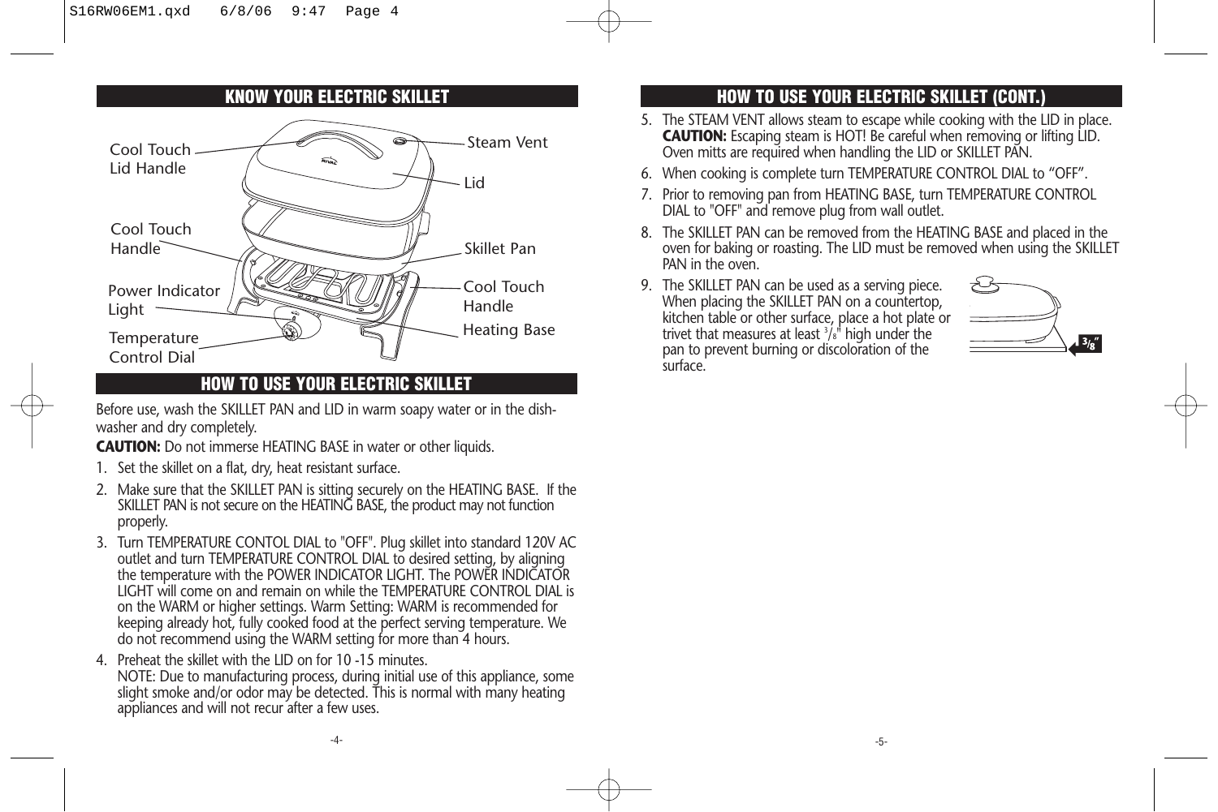## KNOW YOUR ELECTRIC SKILLET

Cool Touch Lid Handle

Steam Vent

Lid

Cool Touch Handle

Skillet Pan

Power Indicator Light

Cool Touch Handle

Heating Base

Temperature Control Dial

## HOW TO USE YOUR ELECTRIC SKILLET

Before use, wash the SKILLET PAN and LID in warm soapy water or in the dishwasher and dry completely.

**CAUTION:** Do not immerse HEATING BASE in water or other liquids.

1. Set the skillet on a flat, dry, heat resistant surface.
2. Make sure that the SKILLET PAN is sitting securely on the HEATING BASE. If the SKILLET PAN is not secure on the HEATING BASE, the product may not function properly.
3. Turn TEMPERATURE CONTOL DIAL to "OFF". Plug skillet into standard 120V AC outlet and turn TEMPERATURE CONTROL DIAL to desired setting, by aligning the temperature with the POWER INDICATOR LIGHT. The POWER INDICATOR LIGHT will come on and remain on while the TEMPERATURE CONTROL DIAL is on the WARM or higher settings. Warm Setting: WARM is recommended for keeping already hot, fully cooked food at the perfect serving temperature. We do not recommend using the WARM setting for more than 4 hours.
4. Preheat the skillet with the LID on for 10 -15 minutes.
   NOTE: Due to manufacturing process, during initial use of this appliance, some slight smoke and/or odor may be detected. This is normal with many heating appliances and will not recur after a few uses.

## HOW TO USE YOUR ELECTRIC SKILLET (CONT.)

5. The STEAM VENT allows steam to escape while cooking with the LID in place. **CAUTION:** Escaping steam is HOT! Be careful when removing or lifting LID. Oven mitts are required when handling the LID or SKILLET PAN.
6. When cooking is complete turn TEMPERATURE CONTROL DIAL to "OFF".
7. Prior to removing pan from HEATING BASE, turn TEMPERATURE CONTROL DIAL to "OFF" and remove plug from wall outlet.
8. The SKILLET PAN can be removed from the HEATING BASE and placed in the oven for baking or roasting. The LID must be removed when using the SKILLET PAN in the oven.
9. The SKILLET PAN can be used as a serving piece. When placing the SKILLET PAN on a countertop, kitchen table or other surface, place a hot plate or trivet that measures at least 3/8" high under the pan to prevent burning or discoloration of the surface.

3/8"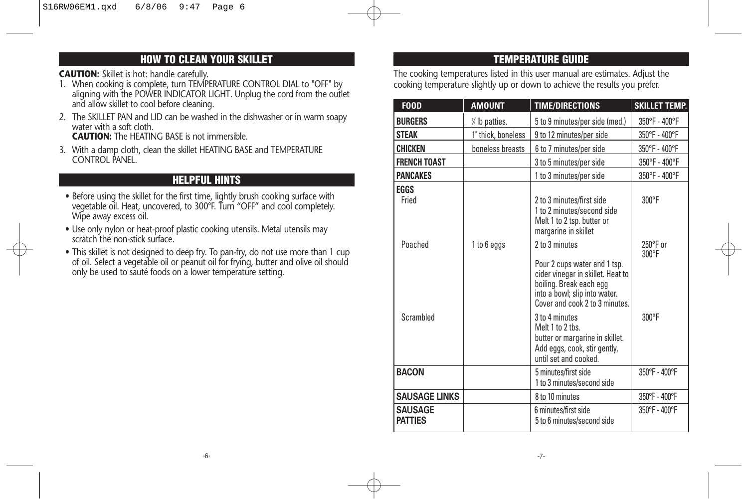## HOW TO CLEAN YOUR SKILLET

**CAUTION:** Skillet is hot: handle carefully.

1. When cooking is complete, turn TEMPERATURE CONTROL DIAL to "OFF" by aligning with the POWER INDICATOR LIGHT. Unplug the cord from the outlet and allow skillet to cool before cleaning.
2. The SKILLET PAN and LID can be washed in the dishwasher or in warm soapy water with a soft cloth.
   **CAUTION:** The HEATING BASE is not immersible.
3. With a damp cloth, clean the skillet HEATING BASE and TEMPERATURE CONTROL PANEL.

## HELPFUL HINTS

- Before using the skillet for the first time, lightly brush cooking surface with vegetable oil. Heat, uncovered, to 300°F. Turn "OFF" and cool completely. Wipe away excess oil.
- Use only nylon or heat-proof plastic cooking utensils. Metal utensils may scratch the non-stick surface.
- This skillet is not designed to deep fry. To pan-fry, do not use more than 1 cup of oil. Select a vegetable oil or peanut oil for frying, butter and olive oil should only be used to sauté foods on a lower temperature setting.

## TEMPERATURE GUIDE

The cooking temperatures listed in this user manual are estimates. Adjust the cooking temperature slightly up or down to achieve the results you prefer.

| FOOD | AMOUNT | TIME/DIRECTIONS | SKILLET TEMP. |
|---|---|---|---|
| **BURGERS** | ¼ lb patties. | 5 to 9 minutes/per side (med.) | 350°F - 400°F |
| **STEAK** | 1" thick, boneless | 9 to 12 minutes/per side | 350°F - 400°F |
| **CHICKEN** | boneless breasts | 6 to 7 minutes/per side | 350°F - 400°F |
| **FRENCH TOAST** | | 3 to 5 minutes/per side | 350°F - 400°F |
| **PANCAKES** | | 1 to 3 minutes/per side | 350°F - 400°F |
| **EGGS** | | | |
| Fried | | 2 to 3 minutes/first side<br>1 to 2 minutes/second side<br>Melt 1 to 2 tsp. butter or margarine in skillet | 300°F |
| Poached | 1 to 6 eggs | 2 to 3 minutes<br>Pour 2 cups water and 1 tsp. cider vinegar in skillet. Heat to boiling. Break each egg into a bowl; slip into water. Cover and cook 2 to 3 minutes. | 250°F or 300°F |
| Scrambled | | 3 to 4 minutes<br>Melt 1 to 2 tbs. butter or margarine in skillet. Add eggs, cook, stir gently, until set and cooked. | 300°F |
| **BACON** | | 5 minutes/first side<br>1 to 3 minutes/second side | 350°F - 400°F |
| **SAUSAGE LINKS** | | 8 to 10 minutes | 350°F - 400°F |
| **SAUSAGE PATTIES** | | 6 minutes/first side<br>5 to 6 minutes/second side | 350°F - 400°F |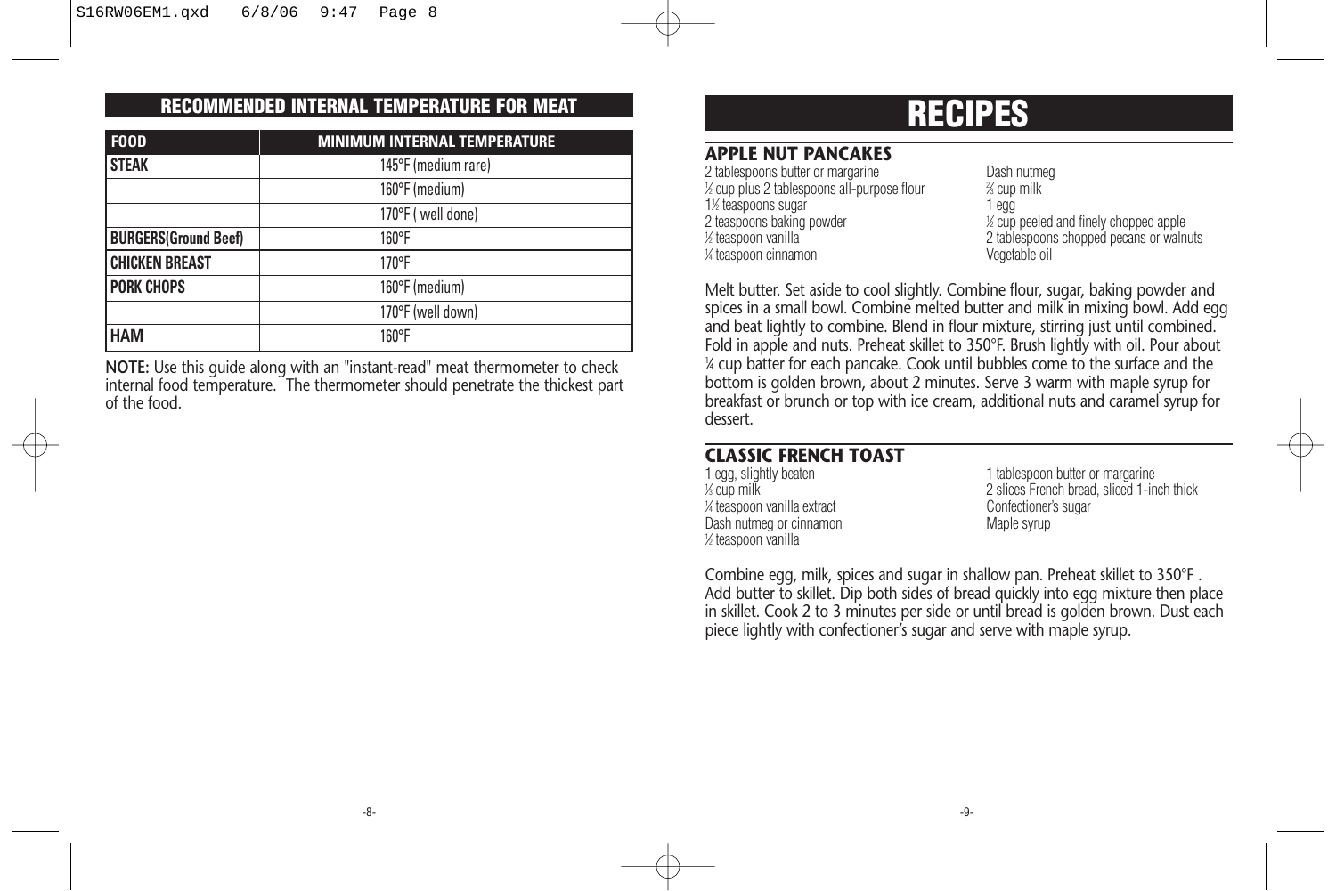## RECOMMENDED INTERNAL TEMPERATURE FOR MEAT

| FOOD | MINIMUM INTERNAL TEMPERATURE |
|---|---|
| STEAK | 145°F (medium rare) |
| | 160°F (medium) |
| | 170°F ( well done) |
| BURGERS(Ground Beef) | 160°F |
| CHICKEN BREAST | 170°F |
| PORK CHOPS | 160°F (medium) |
| | 170°F (well down) |
| HAM | 160°F |

**NOTE:** Use this guide along with an "instant-read" meat thermometer to check internal food temperature. The thermometer should penetrate the thickest part of the food.

# RECIPES

## APPLE NUT PANCAKES

2 tablespoons butter or margarine
½ cup plus 2 tablespoons all-purpose flour
1½ teaspoons sugar
2 teaspoons baking powder
½ teaspoon vanilla
¼ teaspoon cinnamon
Dash nutmeg
⅔ cup milk
1 egg
½ cup peeled and finely chopped apple
2 tablespoons chopped pecans or walnuts
Vegetable oil

Melt butter. Set aside to cool slightly. Combine flour, sugar, baking powder and spices in a small bowl. Combine melted butter and milk in mixing bowl. Add egg and beat lightly to combine. Blend in flour mixture, stirring just until combined. Fold in apple and nuts. Preheat skillet to 350°F. Brush lightly with oil. Pour about ¼ cup batter for each pancake. Cook until bubbles come to the surface and the bottom is golden brown, about 2 minutes. Serve 3 warm with maple syrup for breakfast or brunch or top with ice cream, additional nuts and caramel syrup for dessert.

## CLASSIC FRENCH TOAST

1 egg, slightly beaten
⅓ cup milk
¼ teaspoon vanilla extract
Dash nutmeg or cinnamon
½ teaspoon vanilla
1 tablespoon butter or margarine
2 slices French bread, sliced 1-inch thick
Confectioner's sugar
Maple syrup

Combine egg, milk, spices and sugar in shallow pan. Preheat skillet to 350°F . Add butter to skillet. Dip both sides of bread quickly into egg mixture then place in skillet. Cook 2 to 3 minutes per side or until bread is golden brown. Dust each piece lightly with confectioner's sugar and serve with maple syrup.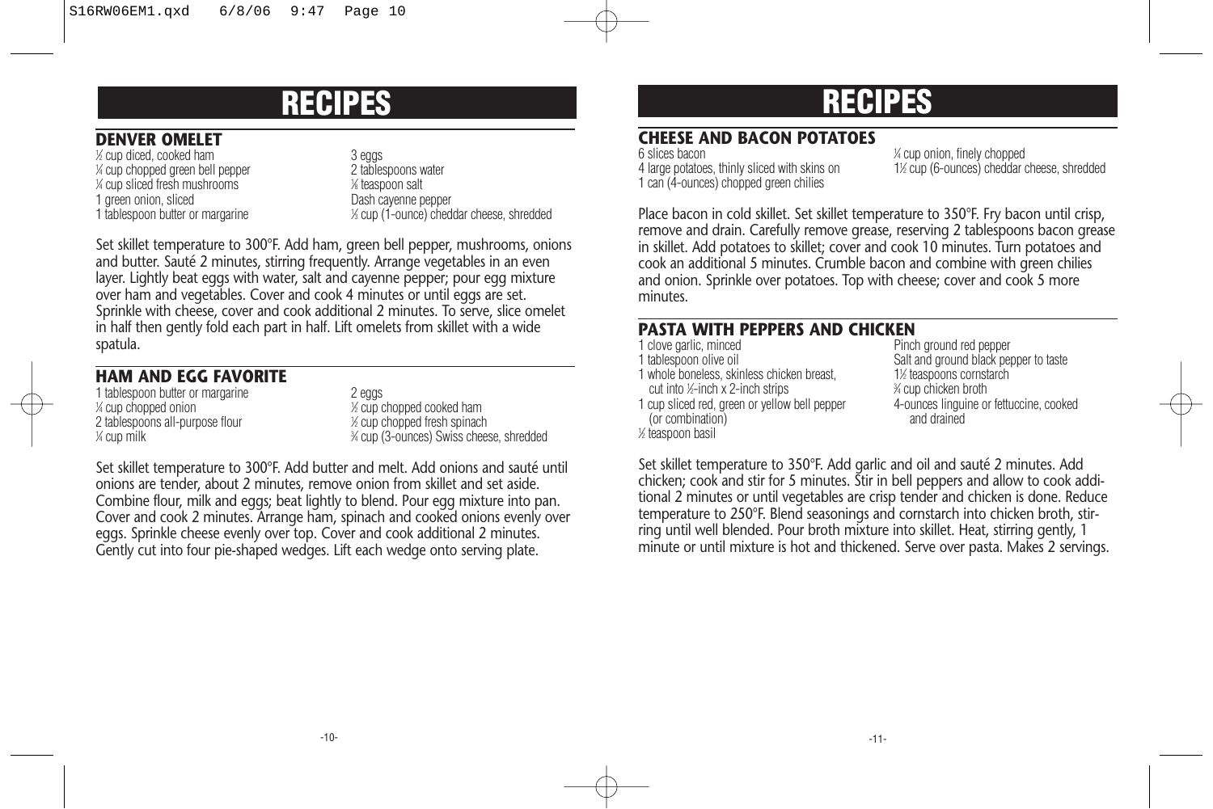# RECIPES

## DENVER OMELET

½ cup diced, cooked ham
¼ cup chopped green bell pepper
¼ cup sliced fresh mushrooms
1 green onion, sliced
1 tablespoon butter or margarine
3 eggs
2 tablespoons water
⅛ teaspoon salt
Dash cayenne pepper
⅓ cup (1-ounce) cheddar cheese, shredded

Set skillet temperature to 300°F. Add ham, green bell pepper, mushrooms, onions and butter. Sauté 2 minutes, stirring frequently. Arrange vegetables in an even layer. Lightly beat eggs with water, salt and cayenne pepper; pour egg mixture over ham and vegetables. Cover and cook 4 minutes or until eggs are set. Sprinkle with cheese, cover and cook additional 2 minutes. To serve, slice omelet in half then gently fold each part in half. Lift omelets from skillet with a wide spatula.

## HAM AND EGG FAVORITE

1 tablespoon butter or margarine
¼ cup chopped onion
2 tablespoons all-purpose flour
¼ cup milk
2 eggs
½ cup chopped cooked ham
½ cup chopped fresh spinach
¾ cup (3-ounces) Swiss cheese, shredded

Set skillet temperature to 300°F. Add butter and melt. Add onions and sauté until onions are tender, about 2 minutes, remove onion from skillet and set aside. Combine flour, milk and eggs; beat lightly to blend. Pour egg mixture into pan. Cover and cook 2 minutes. Arrange ham, spinach and cooked onions evenly over eggs. Sprinkle cheese evenly over top. Cover and cook additional 2 minutes. Gently cut into four pie-shaped wedges. Lift each wedge onto serving plate.

# RECIPES

## CHEESE AND BACON POTATOES

6 slices bacon
4 large potatoes, thinly sliced with skins on
1 can (4-ounces) chopped green chilies
¼ cup onion, finely chopped
1½ cup (6-ounces) cheddar cheese, shredded

Place bacon in cold skillet. Set skillet temperature to 350°F. Fry bacon until crisp, remove and drain. Carefully remove grease, reserving 2 tablespoons bacon grease in skillet. Add potatoes to skillet; cover and cook 10 minutes. Turn potatoes and cook an additional 5 minutes. Crumble bacon and combine with green chilies and onion. Sprinkle over potatoes. Top with cheese; cover and cook 5 more minutes.

## PASTA WITH PEPPERS AND CHICKEN

1 clove garlic, minced
1 tablespoon olive oil
1 whole boneless, skinless chicken breast, cut into ½-inch x 2-inch strips
1 cup sliced red, green or yellow bell pepper (or combination)
½ teaspoon basil
Pinch ground red pepper
Salt and ground black pepper to taste
1½ teaspoons cornstarch
¾ cup chicken broth
4-ounces linguine or fettuccine, cooked and drained

Set skillet temperature to 350°F. Add garlic and oil and sauté 2 minutes. Add chicken; cook and stir for 5 minutes. Stir in bell peppers and allow to cook additional 2 minutes or until vegetables are crisp tender and chicken is done. Reduce temperature to 250°F. Blend seasonings and cornstarch into chicken broth, stirring until well blended. Pour broth mixture into skillet. Heat, stirring gently, 1 minute or until mixture is hot and thickened. Serve over pasta. Makes 2 servings.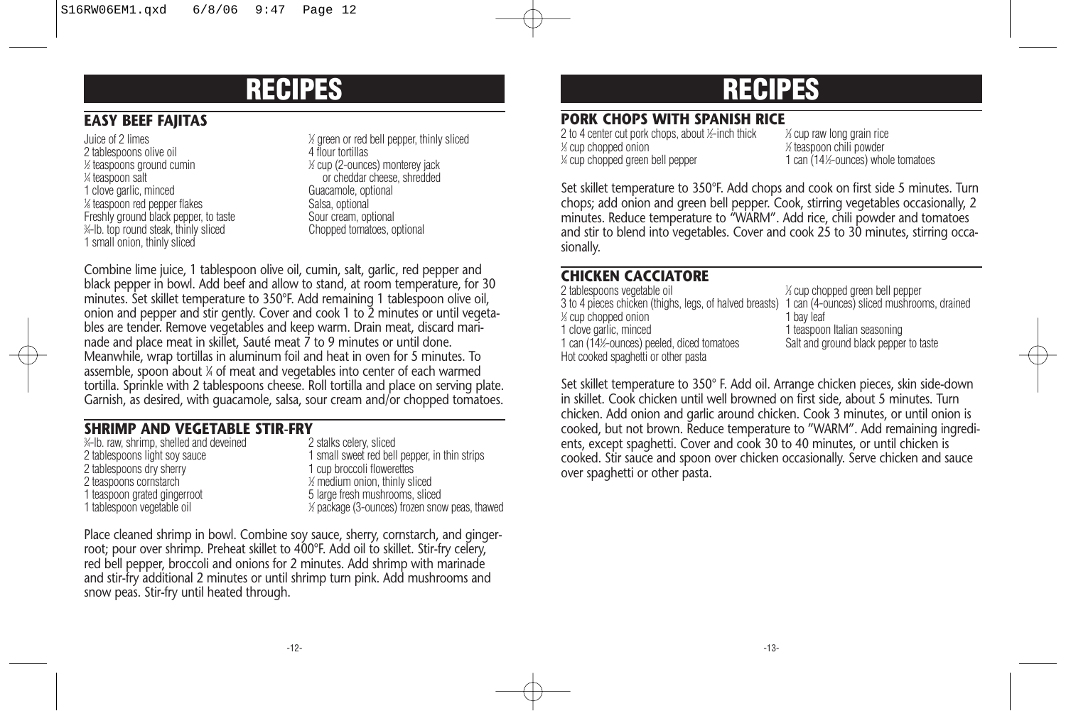# RECIPES

## EASY BEEF FAJITAS

Juice of 2 limes
2 tablespoons olive oil
½ teaspoons ground cumin
¼ teaspoon salt
1 clove garlic, minced
⅛ teaspoon red pepper flakes
Freshly ground black pepper, to taste
¾-lb. top round steak, thinly sliced
1 small onion, thinly sliced
½ green or red bell pepper, thinly sliced
4 flour tortillas
½ cup (2-ounces) monterey jack
  or cheddar cheese, shredded
Guacamole, optional
Salsa, optional
Sour cream, optional
Chopped tomatoes, optional

Combine lime juice, 1 tablespoon olive oil, cumin, salt, garlic, red pepper and black pepper in bowl. Add beef and allow to stand, at room temperature, for 30 minutes. Set skillet temperature to 350°F. Add remaining 1 tablespoon olive oil, onion and pepper and stir gently. Cover and cook 1 to 2 minutes or until vegetables are tender. Remove vegetables and keep warm. Drain meat, discard marinade and place meat in skillet, Sauté meat 7 to 9 minutes or until done. Meanwhile, wrap tortillas in aluminum foil and heat in oven for 5 minutes. To assemble, spoon about ¼ of meat and vegetables into center of each warmed tortilla. Sprinkle with 2 tablespoons cheese. Roll tortilla and place on serving plate. Garnish, as desired, with guacamole, salsa, sour cream and/or chopped tomatoes.

## SHRIMP AND VEGETABLE STIR-FRY

¾-lb. raw, shrimp, shelled and deveined
2 tablespoons light soy sauce
2 tablespoons dry sherry
2 teaspoons cornstarch
1 teaspoon grated gingerroot
1 tablespoon vegetable oil
2 stalks celery, sliced
1 small sweet red bell pepper, in thin strips
1 cup broccoli flowerettes
½ medium onion, thinly sliced
5 large fresh mushrooms, sliced
½ package (3-ounces) frozen snow peas, thawed

Place cleaned shrimp in bowl. Combine soy sauce, sherry, cornstarch, and gingerroot; pour over shrimp. Preheat skillet to 400°F. Add oil to skillet. Stir-fry celery, red bell pepper, broccoli and onions for 2 minutes. Add shrimp with marinade and stir-fry additional 2 minutes or until shrimp turn pink. Add mushrooms and snow peas. Stir-fry until heated through.

# RECIPES

## PORK CHOPS WITH SPANISH RICE

2 to 4 center cut pork chops, about ½-inch thick
⅓ cup chopped onion
¼ cup chopped green bell pepper
⅓ cup raw long grain rice
½ teaspoon chili powder
1 can (14½-ounces) whole tomatoes

Set skillet temperature to 350°F. Add chops and cook on first side 5 minutes. Turn chops; add onion and green bell pepper. Cook, stirring vegetables occasionally, 2 minutes. Reduce temperature to "WARM". Add rice, chili powder and tomatoes and stir to blend into vegetables. Cover and cook 25 to 30 minutes, stirring occasionally.

## CHICKEN CACCIATORE

2 tablespoons vegetable oil
3 to 4 pieces chicken (thighs, legs, of halved breasts)
⅓ cup chopped onion
1 clove garlic, minced
1 can (14½-ounces) peeled, diced tomatoes
Hot cooked spaghetti or other pasta
⅓ cup chopped green bell pepper
1 can (4-ounces) sliced mushrooms, drained
1 bay leaf
1 teaspoon Italian seasoning
Salt and ground black pepper to taste

Set skillet temperature to 350° F. Add oil. Arrange chicken pieces, skin side-down in skillet. Cook chicken until well browned on first side, about 5 minutes. Turn chicken. Add onion and garlic around chicken. Cook 3 minutes, or until onion is cooked, but not brown. Reduce temperature to "WARM". Add remaining ingredients, except spaghetti. Cover and cook 30 to 40 minutes, or until chicken is cooked. Stir sauce and spoon over chicken occasionally. Serve chicken and sauce over spaghetti or other pasta.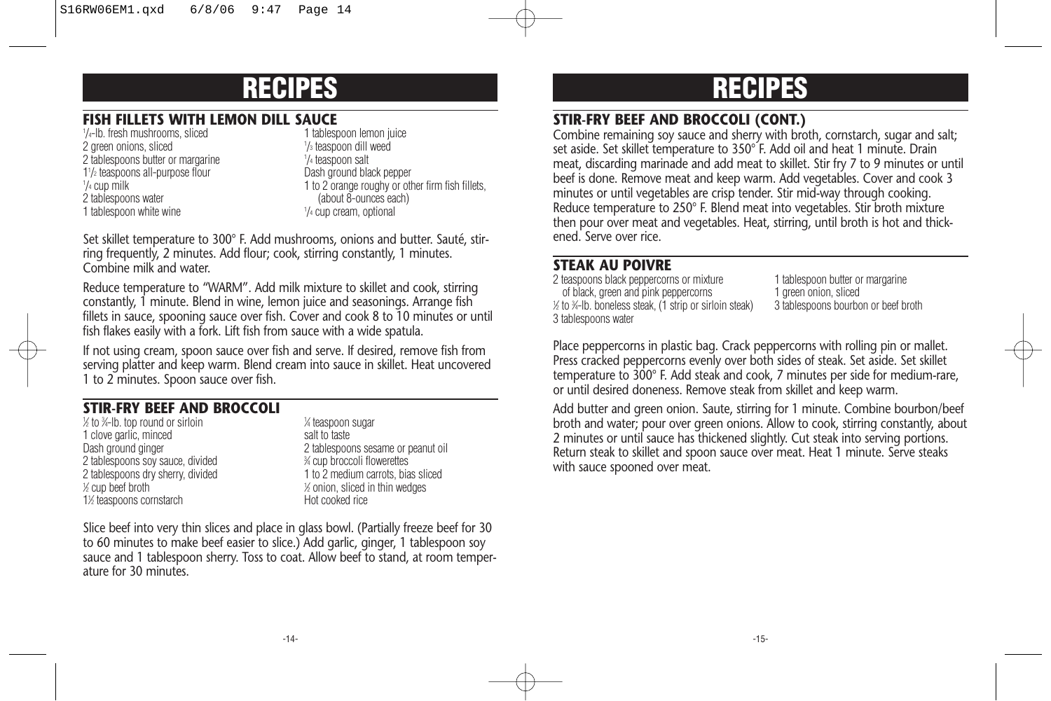# RECIPES

## FISH FILLETS WITH LEMON DILL SAUCE

- 1/4-lb. fresh mushrooms, sliced
- 2 green onions, sliced
- 2 tablespoons butter or margarine
- 1 1/2 teaspoons all-purpose flour
- 1/4 cup milk
- 2 tablespoons water
- 1 tablespoon white wine
- 1 tablespoon lemon juice
- 1/3 teaspoon dill weed
- 1/4 teaspoon salt
- Dash ground black pepper
- 1 to 2 orange roughy or other firm fish fillets, (about 8-ounces each)
- 1/4 cup cream, optional

Set skillet temperature to 300° F. Add mushrooms, onions and butter. Sauté, stirring frequently, 2 minutes. Add flour; cook, stirring constantly, 1 minutes. Combine milk and water.

Reduce temperature to "WARM". Add milk mixture to skillet and cook, stirring constantly, 1 minute. Blend in wine, lemon juice and seasonings. Arrange fish fillets in sauce, spooning sauce over fish. Cover and cook 8 to 10 minutes or until fish flakes easily with a fork. Lift fish from sauce with a wide spatula.

If not using cream, spoon sauce over fish and serve. If desired, remove fish from serving platter and keep warm. Blend cream into sauce in skillet. Heat uncovered 1 to 2 minutes. Spoon sauce over fish.

## STIR-FRY BEEF AND BROCCOLI

- 1/2 to 3/4-lb. top round or sirloin
- 1 clove garlic, minced
- Dash ground ginger
- 2 tablespoons soy sauce, divided
- 2 tablespoons dry sherry, divided
- 1/2 cup beef broth
- 1 1/2 teaspoons cornstarch
- 1/4 teaspoon sugar
- salt to taste
- 2 tablespoons sesame or peanut oil
- 3/4 cup broccoli flowerettes
- 1 to 2 medium carrots, bias sliced
- 1/2 onion, sliced in thin wedges
- Hot cooked rice

Slice beef into very thin slices and place in glass bowl. (Partially freeze beef for 30 to 60 minutes to make beef easier to slice.) Add garlic, ginger, 1 tablespoon soy sauce and 1 tablespoon sherry. Toss to coat. Allow beef to stand, at room temperature for 30 minutes.

# RECIPES

## STIR-FRY BEEF AND BROCCOLI (CONT.)

Combine remaining soy sauce and sherry with broth, cornstarch, sugar and salt; set aside. Set skillet temperature to 350° F. Add oil and heat 1 minute. Drain meat, discarding marinade and add meat to skillet. Stir fry 7 to 9 minutes or until beef is done. Remove meat and keep warm. Add vegetables. Cover and cook 3 minutes or until vegetables are crisp tender. Stir mid-way through cooking. Reduce temperature to 250° F. Blend meat into vegetables. Stir broth mixture then pour over meat and vegetables. Heat, stirring, until broth is hot and thickened. Serve over rice.

## STEAK AU POIVRE

- 2 teaspoons black peppercorns or mixture of black, green and pink peppercorns
- 1/2 to 3/4-lb. boneless steak, (1 strip or sirloin steak)
- 3 tablespoons water
- 1 tablespoon butter or margarine
- 1 green onion, sliced
- 3 tablespoons bourbon or beef broth

Place peppercorns in plastic bag. Crack peppercorns with rolling pin or mallet. Press cracked peppercorns evenly over both sides of steak. Set aside. Set skillet temperature to 300° F. Add steak and cook, 7 minutes per side for medium-rare, or until desired doneness. Remove steak from skillet and keep warm.

Add butter and green onion. Saute, stirring for 1 minute. Combine bourbon/beef broth and water; pour over green onions. Allow to cook, stirring constantly, about 2 minutes or until sauce has thickened slightly. Cut steak into serving portions. Return steak to skillet and spoon sauce over meat. Heat 1 minute. Serve steaks with sauce spooned over meat.